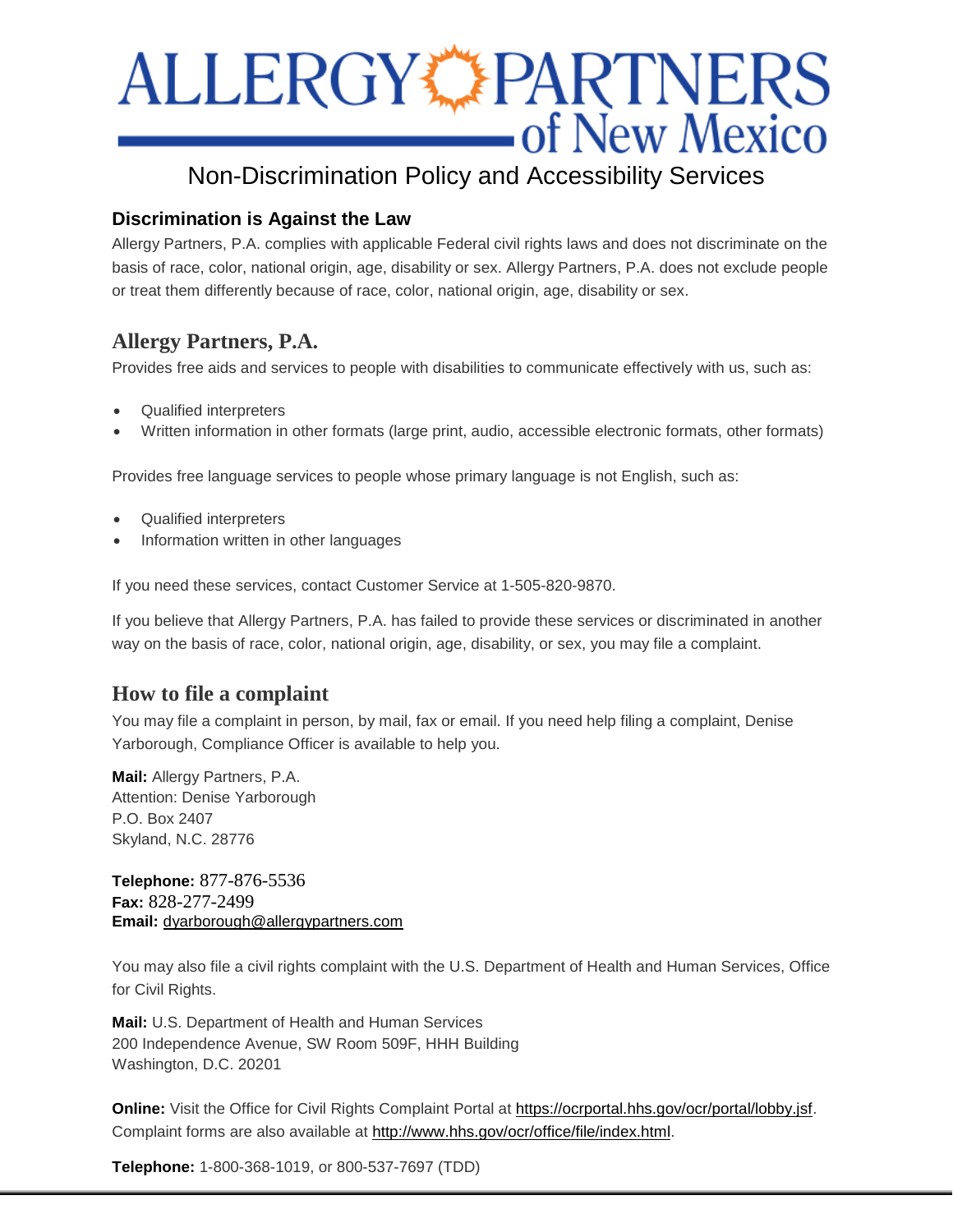# ALLERGY PARTNERS of New Mexico

## Non-Discrimination Policy and Accessibility Services

### Discrimination is Against the Law

Allergy Partners, P.A. complies with applicable Federal civil rights laws and does not discriminate on the basis of race, color, national origin, age, disability or sex. Allergy Partners, P.A. does not exclude people or treat them differently because of race, color, national origin, age, disability or sex.

### Allergy Partners, P.A.

Provides free aids and services to people with disabilities to communicate effectively with us, such as:

- Qualified interpreters
- Written information in other formats (large print, audio, accessible electronic formats, other formats)

Provides free language services to people whose primary language is not English, such as:

- Qualified interpreters
- Information written in other languages

If you need these services, contact Customer Service at 1-505-820-9870.

If you believe that Allergy Partners, P.A. has failed to provide these services or discriminated in another way on the basis of race, color, national origin, age, disability, or sex, you may file a complaint.

### How to file a complaint

You may file a complaint in person, by mail, fax or email. If you need help filing a complaint, Denise Yarborough, Compliance Officer is available to help you.

**Mail:** Allergy Partners, P.A.
Attention: Denise Yarborough
P.O. Box 2407
Skyland, N.C. 28776

**Telephone:** 877-876-5536
**Fax:** 828-277-2499
**Email:** dyarborough@allergypartners.com

You may also file a civil rights complaint with the U.S. Department of Health and Human Services, Office for Civil Rights.

**Mail:** U.S. Department of Health and Human Services
200 Independence Avenue, SW Room 509F, HHH Building
Washington, D.C. 20201

**Online:** Visit the Office for Civil Rights Complaint Portal at https://ocrportal.hhs.gov/ocr/portal/lobby.jsf. Complaint forms are also available at http://www.hhs.gov/ocr/office/file/index.html.

**Telephone:** 1-800-368-1019, or 800-537-7697 (TDD)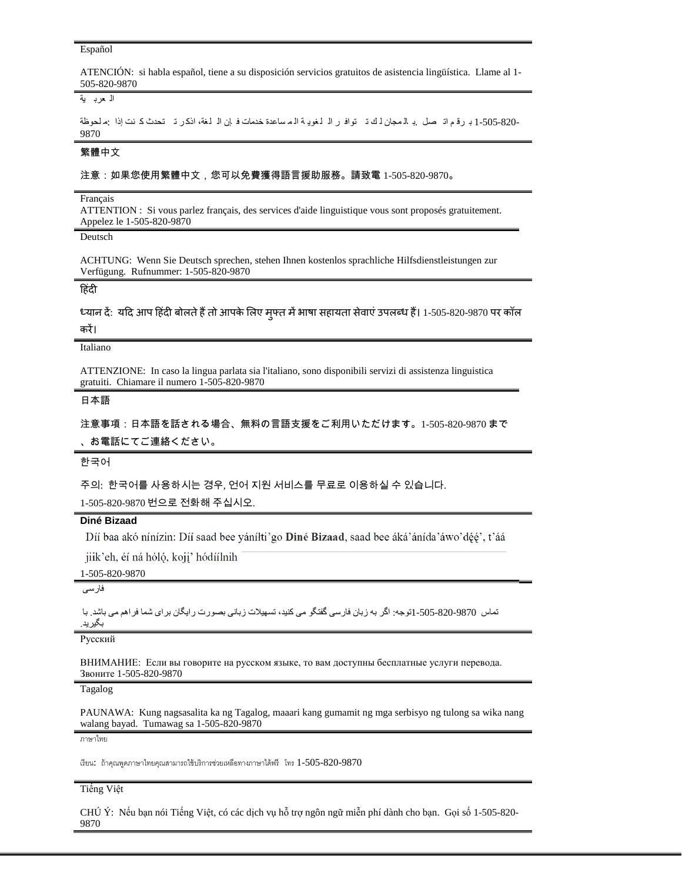Español

ATENCIÓN: si habla español, tiene a su disposición servicios gratuitos de asistencia lingüística. Llame al 1-505-820-9870

العربية

ملحوظة: إذا كنت تتحدث اذكر اللغة، فإن خدمات المساعدة اللغوية تتوافر لك بالمجان. اتصل برقم 1-505-820-9870

繁體中文

注意：如果您使用繁體中文，您可以免費獲得語言援助服務。請致電 1-505-820-9870。

Français

ATTENTION : Si vous parlez français, des services d'aide linguistique vous sont proposés gratuitement. Appelez le 1-505-820-9870

Deutsch

ACHTUNG: Wenn Sie Deutsch sprechen, stehen Ihnen kostenlos sprachliche Hilfsdienstleistungen zur Verfügung. Rufnummer: 1-505-820-9870

हिंदी

ध्यान दें: यदि आप हिंदी बोलते हैं तो आपके लिए मुफ्त में भाषा सहायता सेवाएं उपलब्ध हैं। 1-505-820-9870 पर कॉल करें।

Italiano

ATTENZIONE: In caso la lingua parlata sia l'italiano, sono disponibili servizi di assistenza linguistica gratuiti. Chiamare il numero 1-505-820-9870

日本語

注意事項：日本語を話される場合、無料の言語支援をご利用いただけます。1-505-820-9870 まで、お電話にてご連絡ください。

한국어

주의: 한국어를 사용하시는 경우, 언어 지원 서비스를 무료로 이용하실 수 있습니다. 1-505-820-9870 번으로 전화해 주십시오.

**Diné Bizaad**

Díí baa akó nínízin: Díí saad bee yáníłti'go **Diné Bizaad**, saad bee áká'ánída'áwo'déé', t'áá jiik'eh, éí ná hóló, koji' hódíílnih 1-505-820-9870

فارسی

توجه: اگر به زبان فارسی گفتگو می کنید، تسهیلات زبانی بصورت رایگان برای شما فراهم می باشد. با 1-505-820-9870 تماس بگیرید.

Русский

ВНИМАНИЕ: Если вы говорите на русском языке, то вам доступны бесплатные услуги перевода. Звоните 1-505-820-9870

Tagalog

PAUNAWA: Kung nagsasalita ka ng Tagalog, maaari kang gumamit ng mga serbisyo ng tulong sa wika nang walang bayad. Tumawag sa 1-505-820-9870

ภาษาไทย

เรียน: ถ้าคุณพูดภาษาไทยคุณสามารถใช้บริการช่วยเหลือทางภาษาได้ฟรี โทร 1-505-820-9870

Tiếng Việt

CHÚ Ý: Nếu bạn nói Tiếng Việt, có các dịch vụ hỗ trợ ngôn ngữ miễn phí dành cho bạn. Gọi số 1-505-820-9870